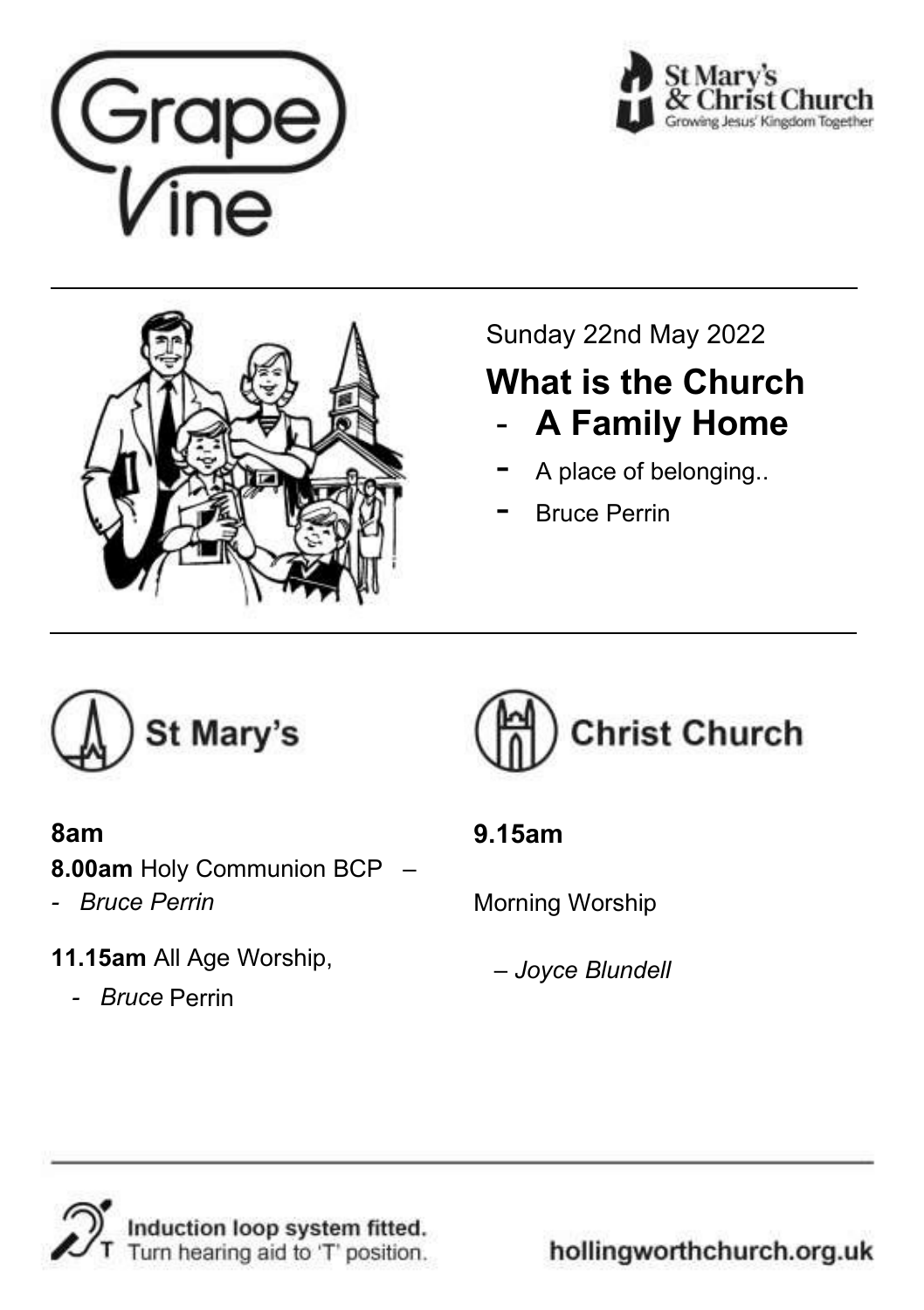Grape Vine

St Mary's & Christ Church
Growing Jesus' Kingdom Together

Sunday 22nd May 2022

## What is the Church
## - A Family Home

- A place of belonging..
- Bruce Perrin

## St Mary's

**8am**

**8.00am** Holy Communion BCP –
- *Bruce Perrin*

**11.15am** All Age Worship,
- *Bruce* Perrin

## Christ Church

**9.15am**

Morning Worship

– *Joyce Blundell*

Induction loop system fitted.
Turn hearing aid to 'T' position.

hollingworthchurch.org.uk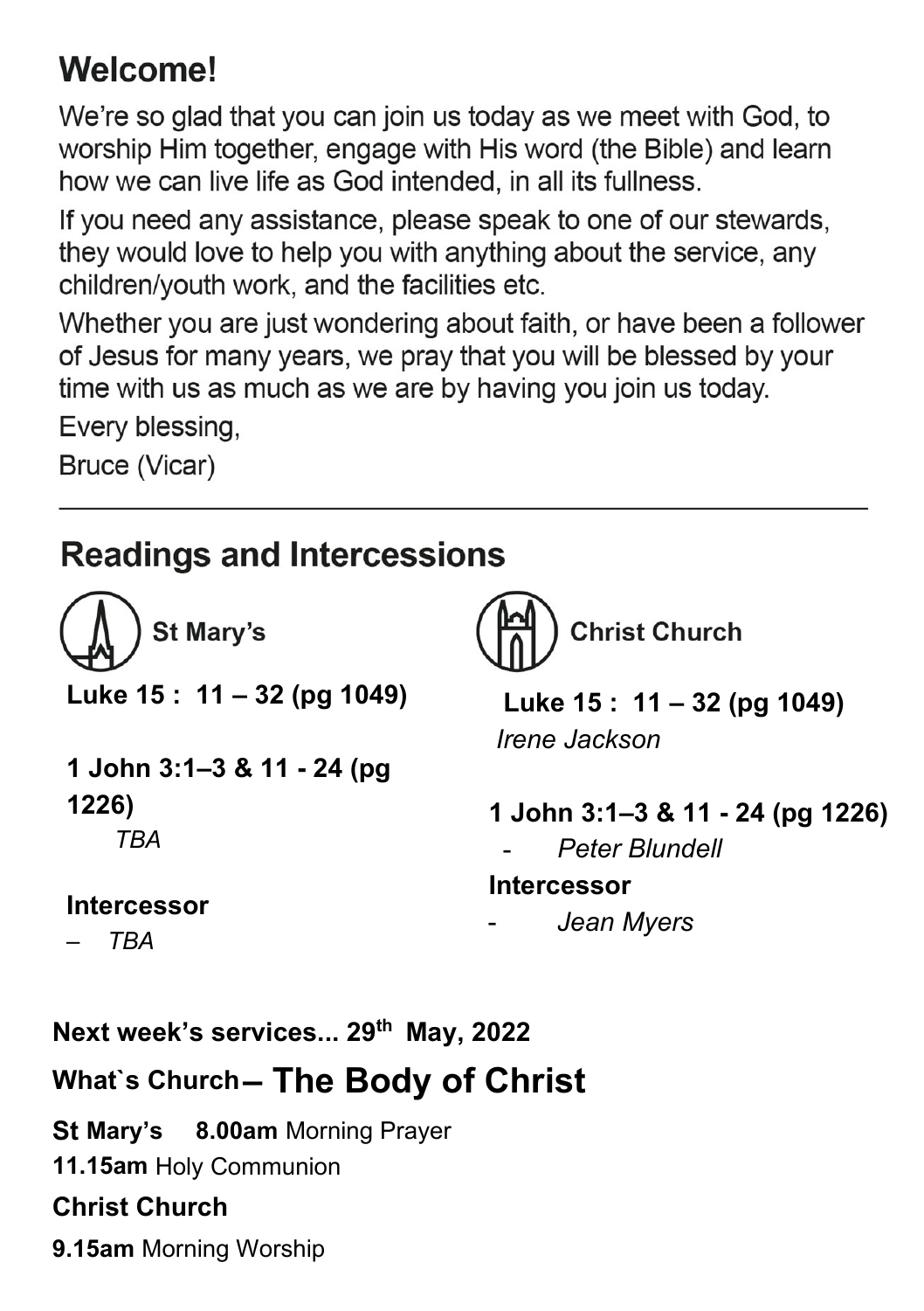## Welcome!

We're so glad that you can join us today as we meet with God, to worship Him together, engage with His word (the Bible) and learn how we can live life as God intended, in all its fullness.

If you need any assistance, please speak to one of our stewards, they would love to help you with anything about the service, any children/youth work, and the facilities etc.

Whether you are just wondering about faith, or have been a follower of Jesus for many years, we pray that you will be blessed by your time with us as much as we are by having you join us today.

Every blessing,

Bruce (Vicar)

---

## Readings and Intercessions

### St Mary's

**Luke 15 : 11 – 32 (pg 1049)**

**1 John 3:1–3 & 11 - 24 (pg 1226)**

*TBA*

**Intercessor**

– *TBA*

### Christ Church

**Luke 15 : 11 – 32 (pg 1049)**

*Irene Jackson*

**1 John 3:1–3 & 11 - 24 (pg 1226)**

- *Peter Blundell*

**Intercessor**

- *Jean Myers*

**Next week's services... 29th May, 2022**

**What`s Church – The Body of Christ**

**St Mary's** **8.00am** Morning Prayer

**11.15am** Holy Communion

**Christ Church**

**9.15am** Morning Worship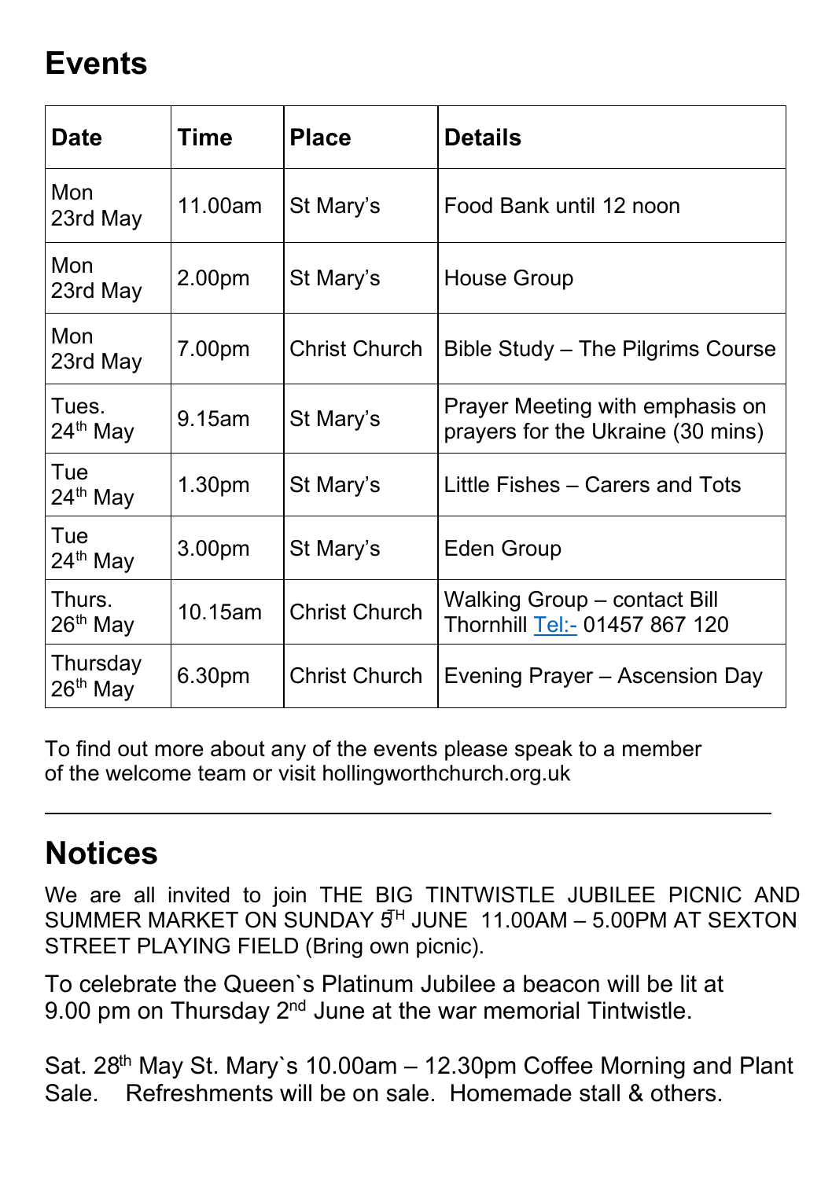# Events

| Date | Time | Place | Details |
|---|---|---|---|
| Mon 23rd May | 11.00am | St Mary's | Food Bank until 12 noon |
| Mon 23rd May | 2.00pm | St Mary's | House Group |
| Mon 23rd May | 7.00pm | Christ Church | Bible Study – The Pilgrims Course |
| Tues. 24th May | 9.15am | St Mary's | Prayer Meeting with emphasis on prayers for the Ukraine (30 mins) |
| Tue 24th May | 1.30pm | St Mary's | Little Fishes – Carers and Tots |
| Tue 24th May | 3.00pm | St Mary's | Eden Group |
| Thurs. 26th May | 10.15am | Christ Church | Walking Group – contact Bill Thornhill Tel:- 01457 867 120 |
| Thursday 26th May | 6.30pm | Christ Church | Evening Prayer – Ascension Day |

To find out more about any of the events please speak to a member of the welcome team or visit hollingworthchurch.org.uk

---

# Notices

We are all invited to join THE BIG TINTWISTLE JUBILEE PICNIC AND SUMMER MARKET ON SUNDAY 5TH JUNE 11.00AM – 5.00PM AT SEXTON STREET PLAYING FIELD (Bring own picnic).

To celebrate the Queen`s Platinum Jubilee a beacon will be lit at 9.00 pm on Thursday 2nd June at the war memorial Tintwistle.

Sat. 28th May St. Mary`s 10.00am – 12.30pm Coffee Morning and Plant Sale. Refreshments will be on sale. Homemade stall & others.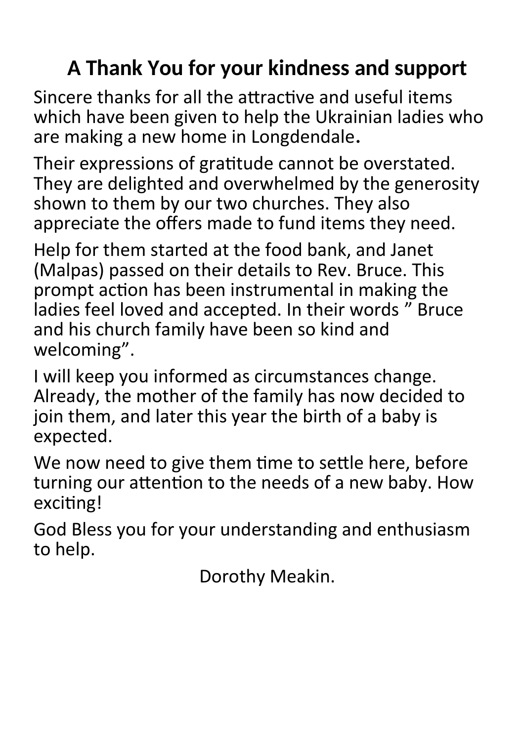# A Thank You for your kindness and support

Sincere thanks for all the attractive and useful items which have been given to help the Ukrainian ladies who are making a new home in Longdendale.

Their expressions of gratitude cannot be overstated. They are delighted and overwhelmed by the generosity shown to them by our two churches. They also appreciate the offers made to fund items they need.

Help for them started at the food bank, and Janet (Malpas) passed on their details to Rev. Bruce. This prompt action has been instrumental in making the ladies feel loved and accepted. In their words " Bruce and his church family have been so kind and welcoming".

I will keep you informed as circumstances change. Already, the mother of the family has now decided to join them, and later this year the birth of a baby is expected.

We now need to give them time to settle here, before turning our attention to the needs of a new baby. How exciting!

God Bless you for your understanding and enthusiasm to help.

Dorothy Meakin.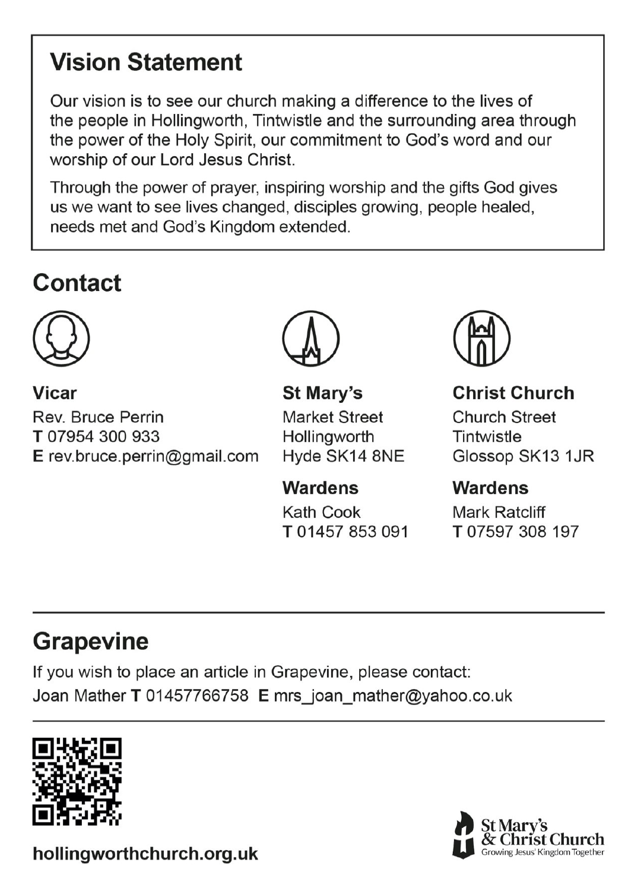## Vision Statement

Our vision is to see our church making a difference to the lives of the people in Hollingworth, Tintwistle and the surrounding area through the power of the Holy Spirit, our commitment to God's word and our worship of our Lord Jesus Christ.

Through the power of prayer, inspiring worship and the gifts God gives us we want to see lives changed, disciples growing, people healed, needs met and God's Kingdom extended.

## Contact

### Vicar

Rev. Bruce Perrin
**T** 07954 300 933
**E** rev.bruce.perrin@gmail.com

### St Mary's

Market Street
Hollingworth
Hyde SK14 8NE

### Wardens

Kath Cook
**T** 01457 853 091

### Christ Church

Church Street
Tintwistle
Glossop SK13 1JR

### Wardens

Mark Ratcliff
**T** 07597 308 197

## Grapevine

If you wish to place an article in Grapevine, please contact:
Joan Mather **T** 01457766758 **E** mrs_joan_mather@yahoo.co.uk

hollingworthchurch.org.uk

St Mary's & Christ Church
Growing Jesus' Kingdom Together